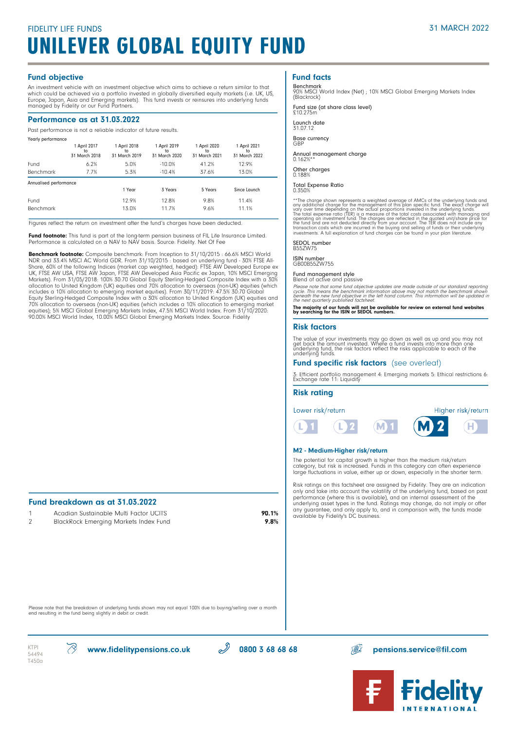FIDELITY LIFE FUNDS

31 MARCH 2022

# UNILEVER GLOBAL EQUITY FUND

## Fund objective

An investment vehicle with an investment objective which aims to achieve a return similar to that which could be achieved via a portfolio invested in globally diversified equity markets (i.e. UK, US, Europe, Japan, Asia and Emerging markets). This fund invests or reinsures into underlying funds managed by Fidelity or our Fund Partners.

## Performance as at 31.03.2022

Past performance is not a reliable indicator of future results.

Yearly performance

| | 1 April 2017 to 31 March 2018 | 1 April 2018 to 31 March 2019 | 1 April 2019 to 31 March 2020 | 1 April 2020 to 31 March 2021 | 1 April 2021 to 31 March 2022 |
|---|---|---|---|---|---|
| Fund | 6.2% | 5.0% | -10.0% | 41.2% | 12.9% |
| Benchmark | 7.7% | 5.3% | -10.4% | 37.6% | 13.0% |

Annualised performance

| | 1 Year | 3 Years | 5 Years | Since Launch |
|---|---|---|---|---|
| Fund | 12.9% | 12.8% | 9.8% | 11.4% |
| Benchmark | 13.0% | 11.7% | 9.6% | 11.1% |

Figures reflect the return on investment after the fund's charges have been deducted.

**Fund footnote:** This fund is part of the long-term pension business of FIL Life Insurance Limited. Performance is calculated on a NAV to NAV basis. Source: Fidelity. Net Of Fee

**Benchmark footnote:** Composite benchmark: From Inception to 31/10/2015 : 66.6% MSCI World NDR and 33.4% MSCI AC World GDR. From 31/10/2015 : based on underlying fund - 30% FTSE All-Share, 60% of the following Indices (market cap weighted, hedged): FTSE AW Developed Europe ex UK, FTSE AW USA, FTSE AW Japan, FTSE AW Developed Asia Pacific ex Japan, 10% MSCI Emerging Markets). From 31/05/2018: 100% 30:70 Global Equity Sterling-Hedged Composite Index with a 30% allocation to United Kingdom (UK) equities and 70% allocation to overseas (non-UK) equities (which includes a 10% allocation to emerging market equities). From 30/11/2019: 47.5% 30:70 Global Equity Sterling-Hedged Composite Index with a 30% allocation to United Kingdom (UK) equities and 70% allocation to overseas (non-UK) equities (which includes a 10% allocation to emerging market equities); 5% MSCI Global Emerging Markets Index, 47.5% MSCI World Index. From 31/10/2020: 90.00% MSCI World Index, 10.00% MSCI Global Emerging Markets Index. Source: Fidelity

## Fund breakdown as at 31.03.2022

| | | |
|---|---|---|
| 1 | Acadian Sustainable Multi Factor UCITS | **90.1%** |
| 2 | BlackRock Emerging Markets Index Fund | **9.8%** |

Please note that the breakdown of underlying funds shown may not equal 100% due to buying/selling over a month end resulting in the fund being slightly in debit or credit.

## Fund facts

Benchmark
90% MSCI World Index (Net) ; 10% MSCI Global Emerging Markets Index (Blackrock)

Fund size (at share class level)
£10.275m

Launch date
31.07.12

Base currency
GBP

Annual management charge
0.162%**

Other charges
0.188%

Total Expense Ratio
0.350%

**The charge shown represents a weighted average of AMCs of the underlying funds and any additional charge for the management of this plan specific fund. The exact charge will vary over time depending on the actual proportions invested in the underlying funds. The total expense ratio (TER) is a measure of the total costs associated with managing and operating an investment fund. The charges are reflected in the quoted unit/share price for the fund and are not deducted directly from your account. The TER does not include any transaction costs which are incurred in the buying and selling of funds or their underlying investments. A full explanation of fund charges can be found in your plan literature.

SEDOL number
B55ZW75

ISIN number
GB00B55ZW755

Fund management style
Blend of active and passive

*Please note that some fund objective updates are made outside of our standard reporting cycle. This means the benchmark information above may not match the benchmark shown beneath the new fund objective in the left hand column. This information will be updated in the next quarterly published factsheet.*

**The majority of our funds will not be available for review on external fund websites by searching for the ISIN or SEDOL numbers.**

## Risk factors

The value of your investments may go down as well as up and you may not get back the amount invested. Where a fund invests into more than one underlying fund, the risk factors reflect the risks applicable to each of the underlying funds.

### Fund specific risk factors (see overleaf)

3: Efficient portfolio management 4: Emerging markets 5: Ethical restrictions 6: Exchange rate 11: Liquidity

## Risk rating

Lower risk/return — Higher risk/return

L1 L2 M1 **M2** H

### M2 - Medium-Higher risk/return

The potential for capital growth is higher than the medium risk/return category, but risk is increased. Funds in this category can often experience large fluctuations in value, either up or down, especially in the shorter term.

Risk ratings on this factsheet are assigned by Fidelity. They are an indication only and take into account the volatility of the underlying fund, based on past performance (where this is available), and an internal assessment of the underlying asset types in the fund. Ratings may change, do not imply or offer any guarantee, and only apply to, and in comparison with, the funds made available by Fidelity's DC business.

KTPI 54494 T450a

www.fidelitypensions.co.uk — 0800 3 68 68 68 — pensions.service@fil.com

Fidelity INTERNATIONAL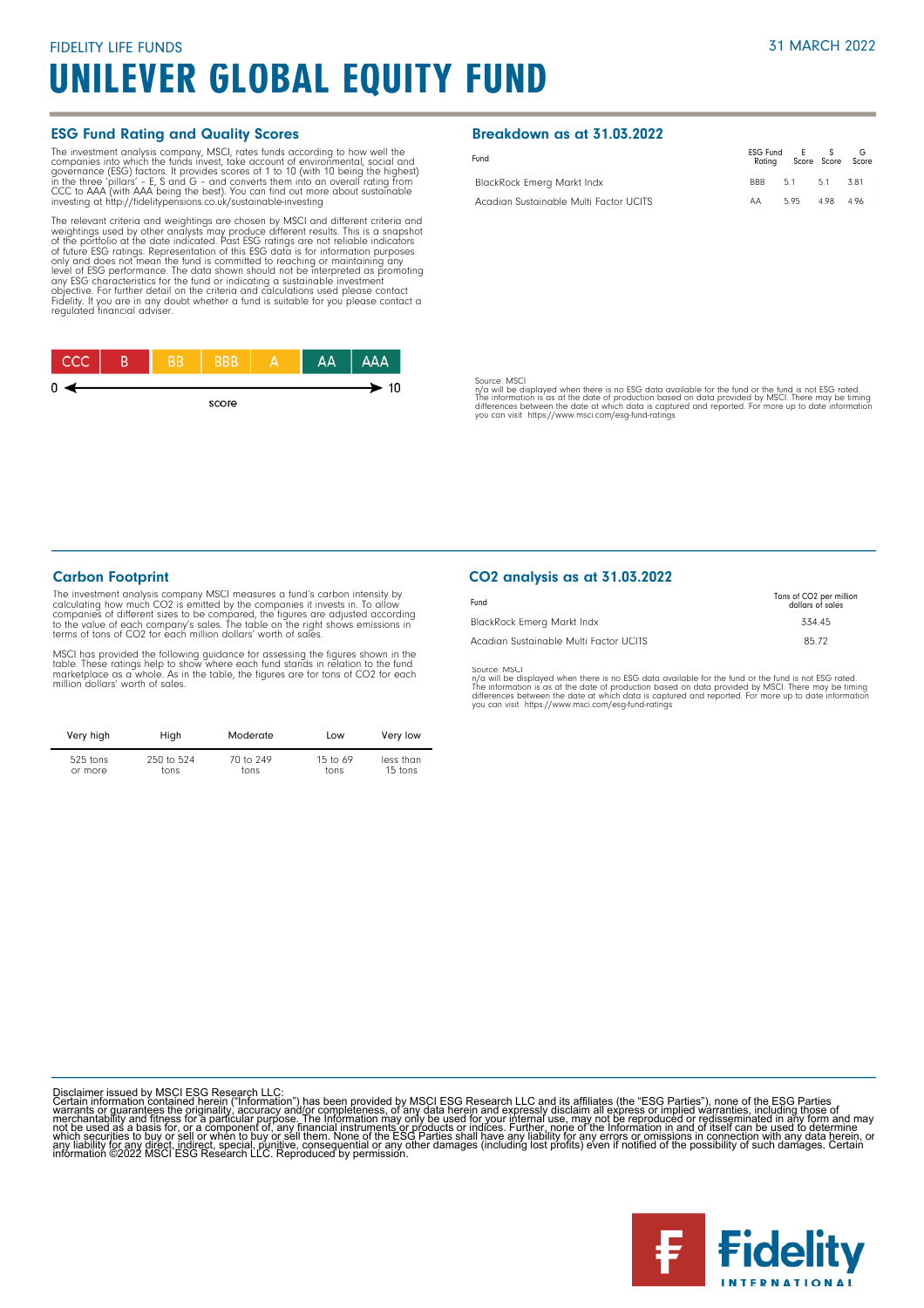FIDELITY LIFE FUNDS

31 MARCH 2022

# UNILEVER GLOBAL EQUITY FUND

## ESG Fund Rating and Quality Scores

The investment analysis company, MSCI, rates funds according to how well the companies into which the funds invest, take account of environmental, social and governance (ESG) factors. It provides scores of 1 to 10 (with 10 being the highest) in the three 'pillars' – E, S and G – and converts them into an overall rating from CCC to AAA (with AAA being the best). You can find out more about sustainable investing at http://fidelitypensions.co.uk/sustainable-investing

The relevant criteria and weightings are chosen by MSCI and different criteria and weightings used by other analysts may produce different results. This is a snapshot of the portfolio at the date indicated. Past ESG ratings are not reliable indicators of future ESG ratings. Representation of this ESG data is for information purposes only and does not mean the fund is committed to reaching or maintaining any level of ESG performance. The data shown should not be interpreted as promoting any ESG characteristics for the fund or indicating a sustainable investment objective. For further detail on the criteria and calculations used please contact Fidelity. If you are in any doubt whether a fund is suitable for you please contact a regulated financial adviser.

CCC B BB BBB A AA AAA

0 10

score

## Breakdown as at 31.03.2022

| Fund | ESG Fund Rating | E Score | S Score | G Score |
|---|---|---|---|---|
| BlackRock Emerg Markt Indx | BBB | 5.1 | 5.1 | 3.81 |
| Acadian Sustainable Multi Factor UCITS | AA | 5.95 | 4.98 | 4.96 |

Source: MSCI
n/a will be displayed when there is no ESG data available for the fund or the fund is not ESG rated.
The information is as at the date of production based on data provided by MSCI. There may be timing differences between the date at which data is captured and reported. For more up to date information you can visit https://www.msci.com/esg-fund-ratings

## Carbon Footprint

The investment analysis company MSCI measures a fund's carbon intensity by calculating how much $CO_2$ is emitted by the companies it invests in. To allow companies of different sizes to be compared, the figures are adjusted according to the value of each company's sales. The table on the right shows emissions in terms of tons of $CO_2$ for each million dollars' worth of sales.

MSCI has provided the following guidance for assessing the figures shown in the table. These ratings help to show where each fund stands in relation to the fund marketplace as a whole. As in the table, the figures are for tons of $CO_2$ for each million dollars' worth of sales.

| Very high | High | Moderate | Low | Very low |
|---|---|---|---|---|
| 525 tons or more | 250 to 524 tons | 70 to 249 tons | 15 to 69 tons | less than 15 tons |

## $CO_2$ analysis as at 31.03.2022

| Fund | Tons of $CO_2$ per million dollars of sales |
|---|---|
| BlackRock Emerg Markt Indx | 334.45 |
| Acadian Sustainable Multi Factor UCITS | 85.72 |

Source: MSCI
n/a will be displayed when there is no ESG data available for the fund or the fund is not ESG rated.
The information is as at the date of production based on data provided by MSCI. There may be timing differences between the date at which data is captured and reported. For more up to date information you can visit https://www.msci.com/esg-fund-ratings

Disclaimer issued by MSCI ESG Research LLC:
Certain information contained herein ("Information") has been provided by MSCI ESG Research LLC and its affiliates (the "ESG Parties"), none of the ESG Parties warrants or guarantees the originality, accuracy and/or completeness, of any data herein and expressly disclaim all express or implied warranties, including those of merchantability and fitness for a particular purpose. The Information may only be used for your internal use, may not be reproduced or redisseminated in any form and may not be used as a basis for, or a component of, any financial instruments or products or indices. Further, none of the Information in and of itself can be used to determine which securities to buy or sell or when to buy or sell them. None of the ESG Parties shall have any liability for any errors or omissions in connection with any data herein, or any liability for any direct, indirect, special, punitive, consequential or any other damages (including lost profits) even if notified of the possibility of such damages. Certain information ©2022 MSCI ESG Research LLC. Reproduced by permission.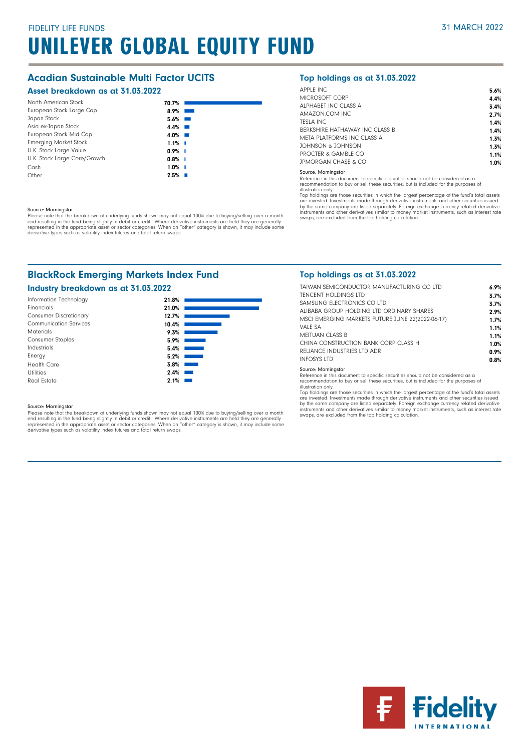FIDELITY LIFE FUNDS

31 MARCH 2022

# UNILEVER GLOBAL EQUITY FUND

## Acadian Sustainable Multi Factor UCITS

### Asset breakdown as at 31.03.2022

North American Stock 70.7%
European Stock Large Cap 8.9%
Japan Stock 5.6%
Asia ex-Japan Stock 4.4%
European Stock Mid Cap 4.0%
Emerging Market Stock 1.1%
U.K. Stock Large Value 0.9%
U.K. Stock Large Core/Growth 0.8%
Cash 1.0%
Other 2.5%

Source: Morningstar

Please note that the breakdown of underlying funds shown may not equal 100% due to buying/selling over a month end resulting in the fund being slightly in debit or credit. Where derivative instruments are held they are generally represented in the appropriate asset or sector categories. When an "other" category is shown, it may include some derivative types such as volatility index futures and total return swaps.

### Top holdings as at 31.03.2022

| | |
|---|---|
| APPLE INC | 5.6% |
| MICROSOFT CORP | 4.4% |
| ALPHABET INC CLASS A | 3.4% |
| AMAZON.COM INC | 2.7% |
| TESLA INC | 1.4% |
| BERKSHIRE HATHAWAY INC CLASS B | 1.4% |
| META PLATFORMS INC CLASS A | 1.3% |
| JOHNSON & JOHNSON | 1.3% |
| PROCTER & GAMBLE CO | 1.1% |
| JPMORGAN CHASE & CO | 1.0% |

Source: Morningstar

Reference in this document to specific securities should not be considered as a recommendation to buy or sell these securities, but is included for the purposes of illustration only.

Top holdings are those securities in which the largest percentage of the fund's total assets are invested. Investments made through derivative instruments and other securities issued by the same company are listed separately. Foreign exchange currency related derivative instruments and other derivatives similar to money market instruments, such as interest rate swaps, are excluded from the top holding calculation.

## BlackRock Emerging Markets Index Fund

### Industry breakdown as at 31.03.2022

Information Technology 21.8%
Financials 21.0%
Consumer Discretionary 12.7%
Communication Services 10.4%
Materials 9.3%
Consumer Staples 5.9%
Industrials 5.4%
Energy 5.2%
Health Care 3.8%
Utilities 2.4%
Real Estate 2.1%

Source: Morningstar

Please note that the breakdown of underlying funds shown may not equal 100% due to buying/selling over a month end resulting in the fund being slightly in debit or credit. Where derivative instruments are held they are generally represented in the appropriate asset or sector categories. When an "other" category is shown, it may include some derivative types such as volatility index futures and total return swaps.

### Top holdings as at 31.03.2022

| | |
|---|---|
| TAIWAN SEMICONDUCTOR MANUFACTURING CO LTD | 6.9% |
| TENCENT HOLDINGS LTD | 3.7% |
| SAMSUNG ELECTRONICS CO LTD | 3.7% |
| ALIBABA GROUP HOLDING LTD ORDINARY SHARES | 2.9% |
| MSCI EMERGING MARKETS FUTURE JUNE 22(2022-06-17) | 1.7% |
| VALE SA | 1.1% |
| MEITUAN CLASS B | 1.1% |
| CHINA CONSTRUCTION BANK CORP CLASS H | 1.0% |
| RELIANCE INDUSTRIES LTD ADR | 0.9% |
| INFOSYS LTD | 0.8% |

Source: Morningstar

Reference in this document to specific securities should not be considered as a recommendation to buy or sell these securities, but is included for the purposes of illustration only.

Top holdings are those securities in which the largest percentage of the fund's total assets are invested. Investments made through derivative instruments and other securities issued by the same company are listed separately. Foreign exchange currency related derivative instruments and other derivatives similar to money market instruments, such as interest rate swaps, are excluded from the top holding calculation.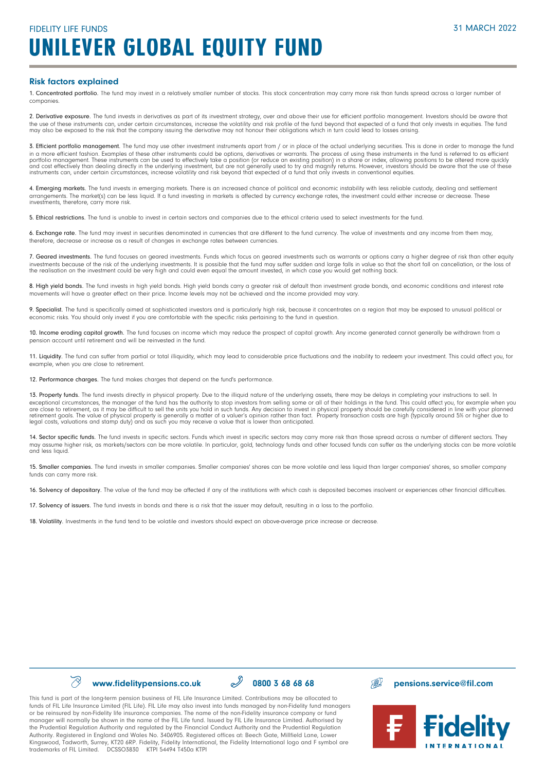FIDELITY LIFE FUNDS

# UNILEVER GLOBAL EQUITY FUND

31 MARCH 2022

## Risk factors explained

1. Concentrated portfolio. The fund may invest in a relatively smaller number of stocks. This stock concentration may carry more risk than funds spread across a larger number of companies.

2. Derivative exposure. The fund invests in derivatives as part of its investment strategy, over and above their use for efficient portfolio management. Investors should be aware that the use of these instruments can, under certain circumstances, increase the volatility and risk profile of the fund beyond that expected of a fund that only invests in equities. The fund may also be exposed to the risk that the company issuing the derivative may not honour their obligations which in turn could lead to losses arising.

3. Efficient portfolio management. The fund may use other investment instruments apart from / or in place of the actual underlying securities. This is done in order to manage the fund in a more efficient fashion. Examples of these other instruments could be options, derivatives or warrants. The process of using these instruments in the fund is referred to as efficient portfolio management. These instruments can be used to effectively take a position (or reduce an existing position) in a share or index, allowing positions to be altered more quickly and cost effectively than dealing directly in the underlying investment, but are not generally used to try and magnify returns. However, investors should be aware that the use of these instruments can, under certain circumstances, increase volatility and risk beyond that expected of a fund that only invests in conventional equities.

4. Emerging markets. The fund invests in emerging markets. There is an increased chance of political and economic instability with less reliable custody, dealing and settlement arrangements. The market(s) can be less liquid. If a fund investing in markets is affected by currency exchange rates, the investment could either increase or decrease. These investments, therefore, carry more risk.

5. Ethical restrictions. The fund is unable to invest in certain sectors and companies due to the ethical criteria used to select investments for the fund.

6. Exchange rate. The fund may invest in securities denominated in currencies that are different to the fund currency. The value of investments and any income from them may, therefore, decrease or increase as a result of changes in exchange rates between currencies.

7. Geared investments. The fund focuses on geared investments. Funds which focus on geared investments such as warrants or options carry a higher degree of risk than other equity investments because of the risk of the underlying investments. It is possible that the fund may suffer sudden and large falls in value so that the short fall on cancellation, or the loss of the realisation on the investment could be very high and could even equal the amount invested, in which case you would get nothing back.

8. High yield bonds. The fund invests in high yield bonds. High yield bonds carry a greater risk of default than investment grade bonds, and economic conditions and interest rate movements will have a greater effect on their price. Income levels may not be achieved and the income provided may vary.

9. Specialist. The fund is specifically aimed at sophisticated investors and is particularly high risk, because it concentrates on a region that may be exposed to unusual political or economic risks. You should only invest if you are comfortable with the specific risks pertaining to the fund in question.

10. Income eroding capital growth. The fund focuses on income which may reduce the prospect of capital growth. Any income generated cannot generally be withdrawn from a pension account until retirement and will be reinvested in the fund.

11. Liquidity. The fund can suffer from partial or total illiquidity, which may lead to considerable price fluctuations and the inability to redeem your investment. This could affect you, for example, when you are close to retirement.

12. Performance charges. The fund makes charges that depend on the fund's performance.

13. Property funds. The fund invests directly in physical property. Due to the illiquid nature of the underlying assets, there may be delays in completing your instructions to sell. In exceptional circumstances, the manager of the fund has the authority to stop investors from selling some or all of their holdings in the fund. This could affect you, for example when you are close to retirement, as it may be difficult to sell the units you hold in such funds. Any decision to invest in physical property should be carefully considered in line with your planned retirement goals. The value of physical property is generally a matter of a valuer's opinion rather than fact. Property transaction costs are high (typically around 5% or higher due to legal costs, valuations and stamp duty) and as such you may receive a value that is lower than anticipated.

14. Sector specific funds. The fund invests in specific sectors. Funds which invest in specific sectors may carry more risk than those spread across a number of different sectors. They may assume higher risk, as markets/sectors can be more volatile. In particular, gold, technology funds and other focused funds can suffer as the underlying stocks can be more volatile and less liquid.

15. Smaller companies. The fund invests in smaller companies. Smaller companies' shares can be more volatile and less liquid than larger companies' shares, so smaller company funds can carry more risk.

16. Solvency of depositary. The value of the fund may be affected if any of the institutions with which cash is deposited becomes insolvent or experiences other financial difficulties.

17. Solvency of issuers. The fund invests in bonds and there is a risk that the issuer may default, resulting in a loss to the portfolio.

18. Volatility. Investments in the fund tend to be volatile and investors should expect an above-average price increase or decrease.

**www.fidelitypensions.co.uk** **0800 3 68 68 68** **pensions.service@fil.com**

This fund is part of the long-term pension business of FIL Life Insurance Limited. Contributions may be allocated to funds of FIL Life Insurance Limited (FIL Life). FIL Life may also invest into funds managed by non-Fidelity fund managers or be reinsured by non-Fidelity life insurance companies. The name of the non-Fidelity insurance company or fund manager will normally be shown in the name of the FIL Life fund. Issued by FIL Life Insurance Limited. Authorised by the Prudential Regulation Authority and regulated by the Financial Conduct Authority and the Prudential Regulation Authority. Registered in England and Wales No. 3406905. Registered offices at: Beech Gate, Millfield Lane, Lower Kingswood, Tadworth, Surrey, KT20 6RP. Fidelity, Fidelity International, the Fidelity International logo and F symbol are trademarks of FIL Limited. DCSSO3830 KTPI 54494 T450a KTPI

Fidelity INTERNATIONAL